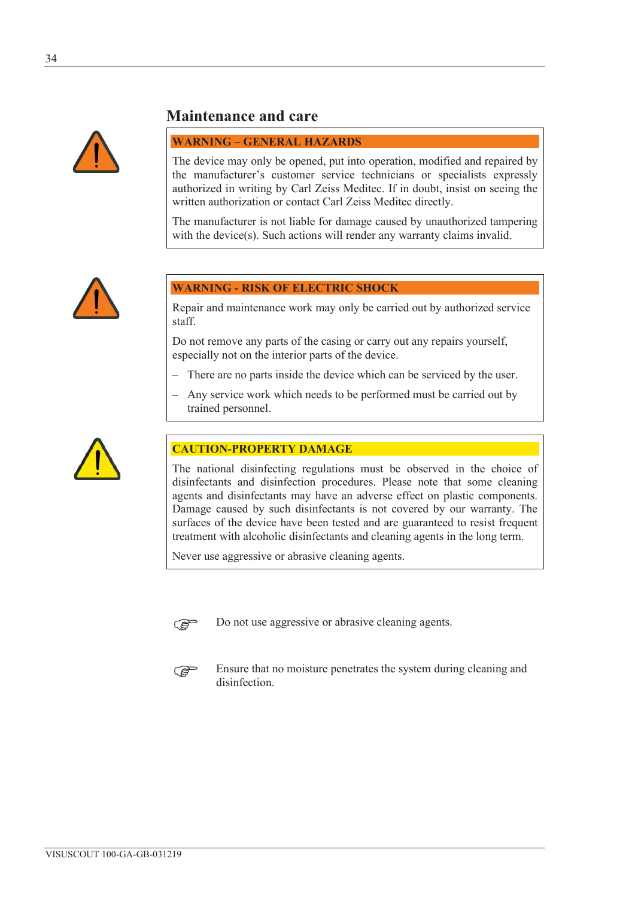## Maintenance and care

**WARNING – GENERAL HAZARDS**

The device may only be opened, put into operation, modified and repaired by the manufacturer's customer service technicians or specialists expressly authorized in writing by Carl Zeiss Meditec. If in doubt, insist on seeing the written authorization or contact Carl Zeiss Meditec directly.

The manufacturer is not liable for damage caused by unauthorized tampering with the device(s). Such actions will render any warranty claims invalid.

**WARNING - RISK OF ELECTRIC SHOCK**

Repair and maintenance work may only be carried out by authorized service staff.

Do not remove any parts of the casing or carry out any repairs yourself, especially not on the interior parts of the device.

- There are no parts inside the device which can be serviced by the user.
- Any service work which needs to be performed must be carried out by trained personnel.

**CAUTION-PROPERTY DAMAGE**

The national disinfecting regulations must be observed in the choice of disinfectants and disinfection procedures. Please note that some cleaning agents and disinfectants may have an adverse effect on plastic components. Damage caused by such disinfectants is not covered by our warranty. The surfaces of the device have been tested and are guaranteed to resist frequent treatment with alcoholic disinfectants and cleaning agents in the long term.

Never use aggressive or abrasive cleaning agents.

- Do not use aggressive or abrasive cleaning agents.
- Ensure that no moisture penetrates the system during cleaning and disinfection.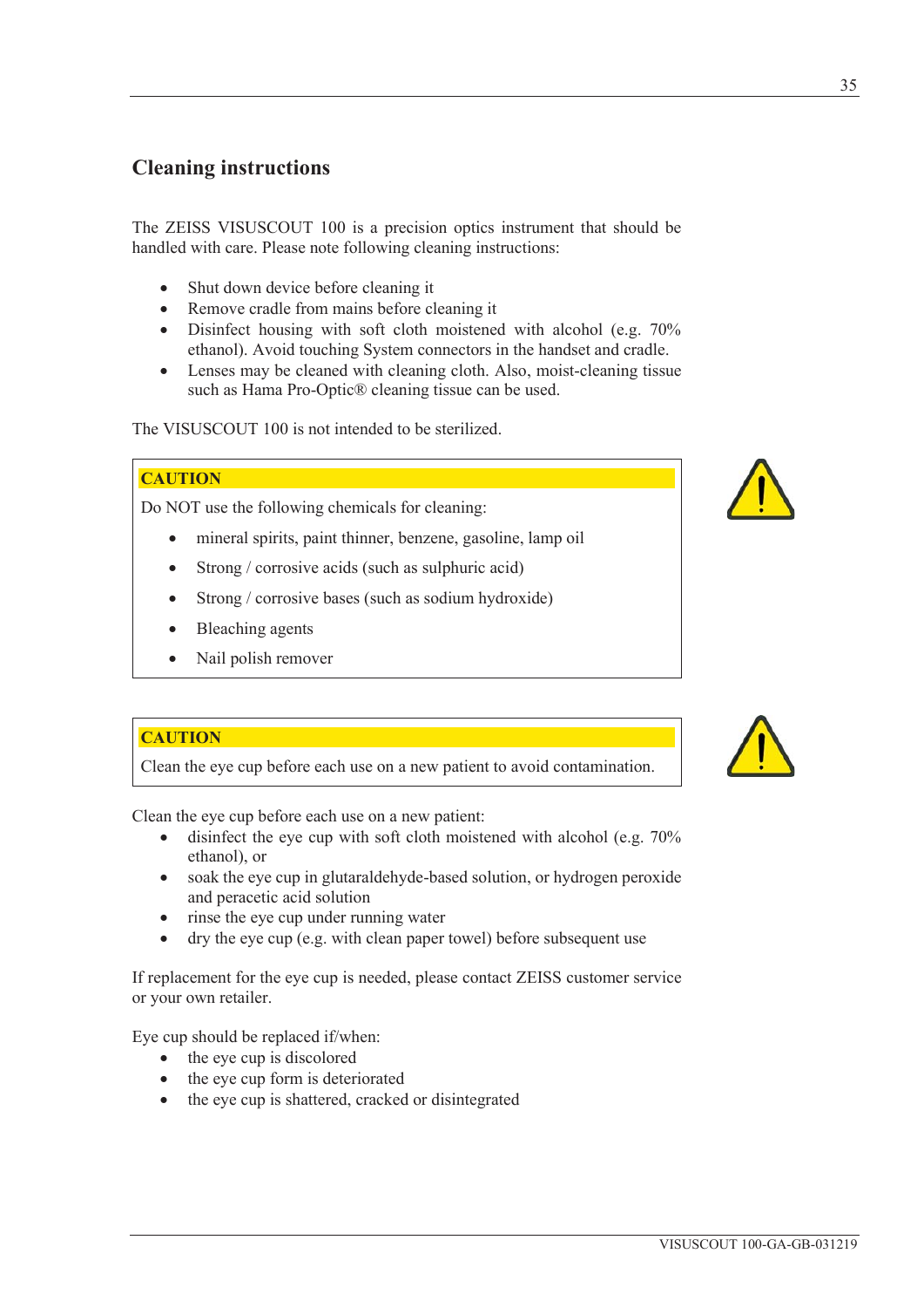## Cleaning instructions

The ZEISS VISUSCOUT 100 is a precision optics instrument that should be handled with care. Please note following cleaning instructions:

- Shut down device before cleaning it
- Remove cradle from mains before cleaning it
- Disinfect housing with soft cloth moistened with alcohol (e.g. 70% ethanol). Avoid touching System connectors in the handset and cradle.
- Lenses may be cleaned with cleaning cloth. Also, moist-cleaning tissue such as Hama Pro-Optic® cleaning tissue can be used.

The VISUSCOUT 100 is not intended to be sterilized.

**CAUTION**

Do NOT use the following chemicals for cleaning:

- mineral spirits, paint thinner, benzene, gasoline, lamp oil
- Strong / corrosive acids (such as sulphuric acid)
- Strong / corrosive bases (such as sodium hydroxide)
- Bleaching agents
- Nail polish remover

**CAUTION**

Clean the eye cup before each use on a new patient to avoid contamination.

Clean the eye cup before each use on a new patient:

- disinfect the eye cup with soft cloth moistened with alcohol (e.g. 70% ethanol), or
- soak the eye cup in glutaraldehyde-based solution, or hydrogen peroxide and peracetic acid solution
- rinse the eye cup under running water
- dry the eye cup (e.g. with clean paper towel) before subsequent use

If replacement for the eye cup is needed, please contact ZEISS customer service or your own retailer.

Eye cup should be replaced if/when:

- the eye cup is discolored
- the eye cup form is deteriorated
- the eye cup is shattered, cracked or disintegrated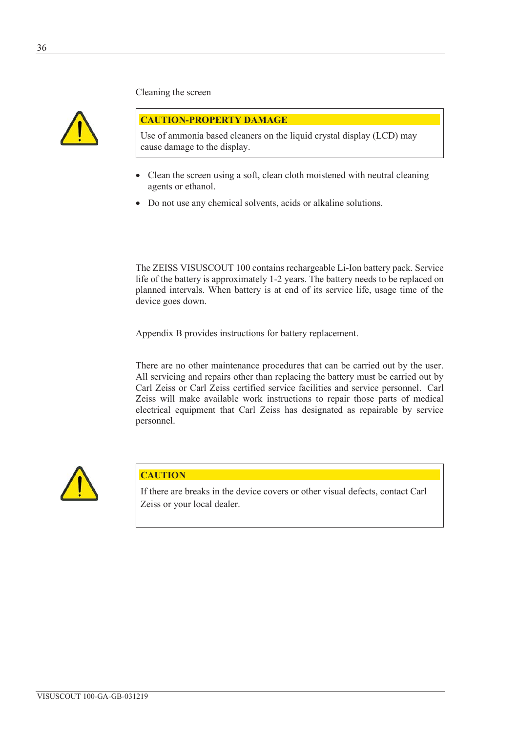Cleaning the screen

> **CAUTION-PROPERTY DAMAGE**
>
> Use of ammonia based cleaners on the liquid crystal display (LCD) may cause damage to the display.

- Clean the screen using a soft, clean cloth moistened with neutral cleaning agents or ethanol.
- Do not use any chemical solvents, acids or alkaline solutions.

The ZEISS VISUSCOUT 100 contains rechargeable Li-Ion battery pack. Service life of the battery is approximately 1-2 years. The battery needs to be replaced on planned intervals. When battery is at end of its service life, usage time of the device goes down.

Appendix B provides instructions for battery replacement.

There are no other maintenance procedures that can be carried out by the user. All servicing and repairs other than replacing the battery must be carried out by Carl Zeiss or Carl Zeiss certified service facilities and service personnel. Carl Zeiss will make available work instructions to repair those parts of medical electrical equipment that Carl Zeiss has designated as repairable by service personnel.

> **CAUTION**
>
> If there are breaks in the device covers or other visual defects, contact Carl Zeiss or your local dealer.